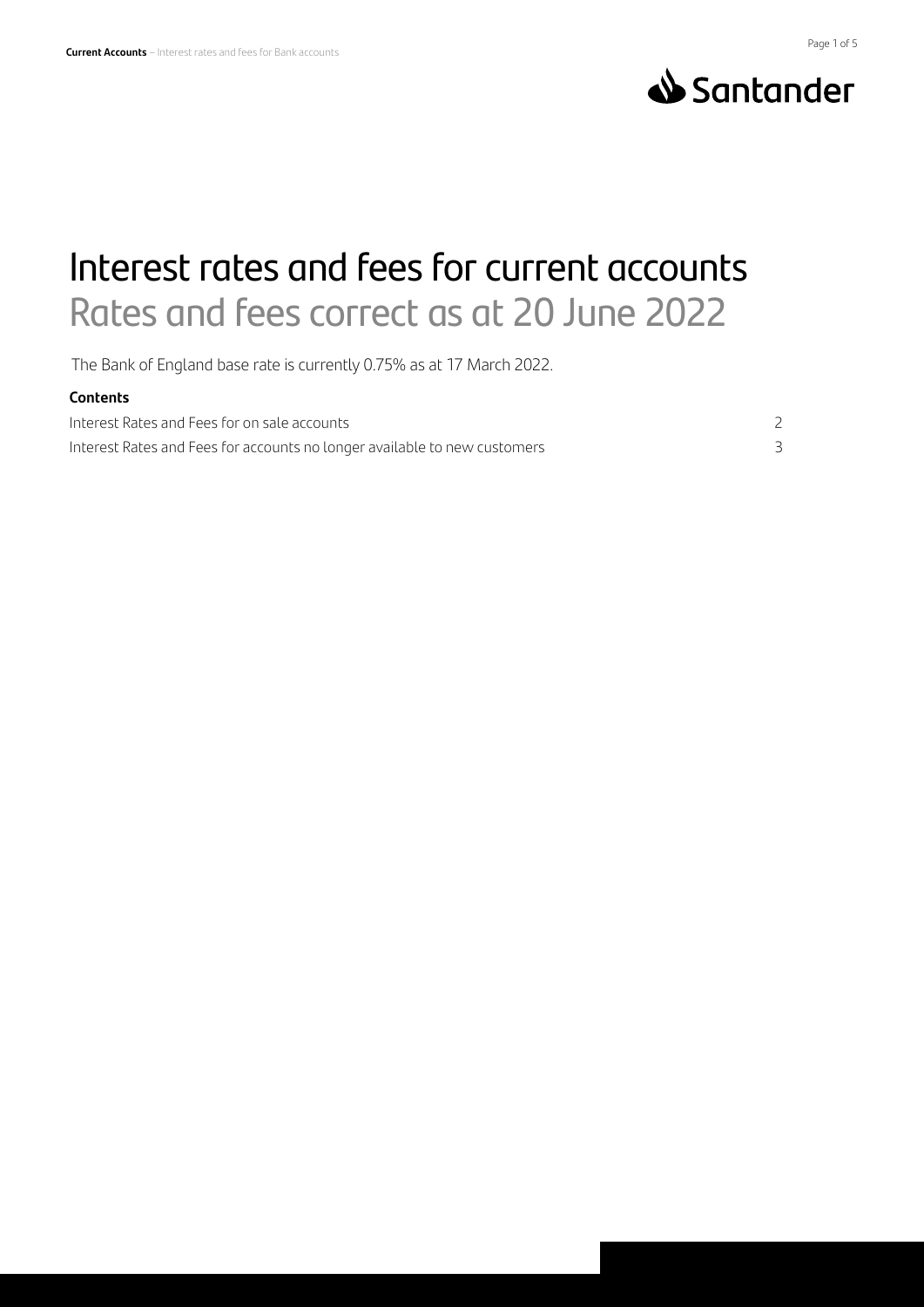# Interest rates and fees for current accounts

## Rates and fees correct as at 20 June 2022

The Bank of England base rate is currently 0.75% as at 17 March 2022.

**Contents**

| | |
|---|---|
| Interest Rates and Fees for on sale accounts | 2 |
| Interest Rates and Fees for accounts no longer available to new customers | 3 |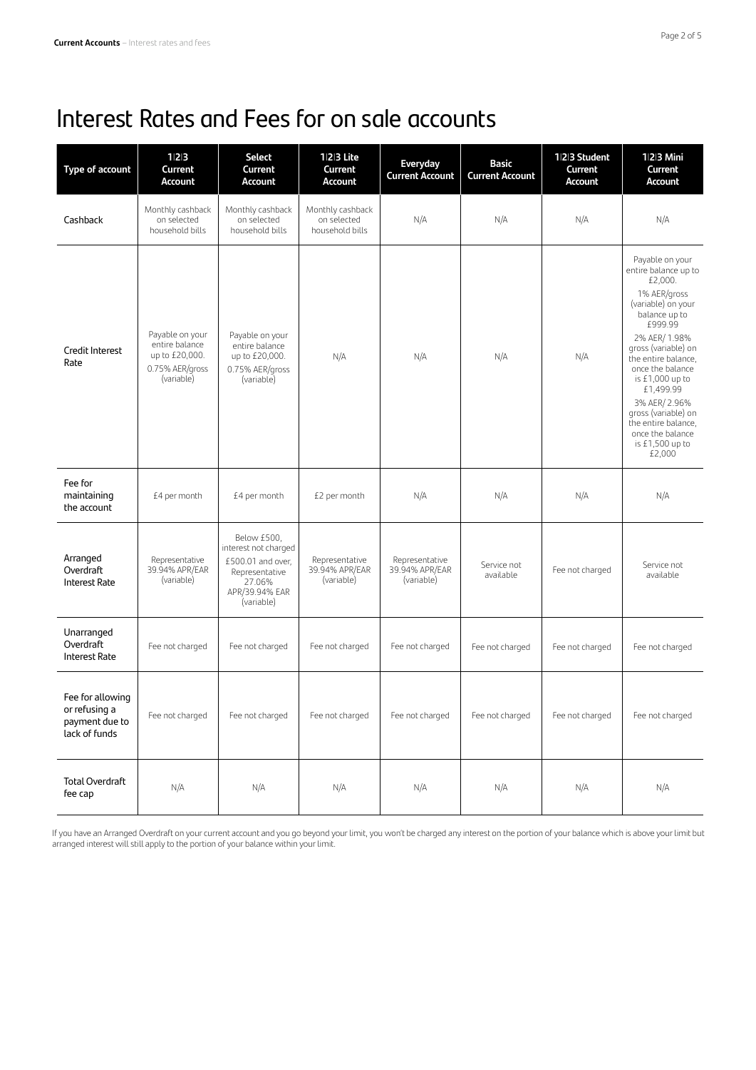# Interest Rates and Fees for on sale accounts

| Type of account | 1\|2\|3 Current Account | Select Current Account | 1\|2\|3 Lite Current Account | Everyday Current Account | Basic Current Account | 1\|2\|3 Student Current Account | 1\|2\|3 Mini Current Account |
|---|---|---|---|---|---|---|---|
| Cashback | Monthly cashback on selected household bills | Monthly cashback on selected household bills | Monthly cashback on selected household bills | N/A | N/A | N/A | N/A |
| Credit Interest Rate | Payable on your entire balance up to £20,000. 0.75% AER/gross (variable) | Payable on your entire balance up to £20,000. 0.75% AER/gross (variable) | N/A | N/A | N/A | N/A | Payable on your entire balance up to £2,000. 1% AER/gross (variable) on your balance up to £999.99 2% AER/ 1.98% gross (variable) on the entire balance, once the balance is £1,000 up to £1,499.99 3% AER/ 2.96% gross (variable) on the entire balance, once the balance is £1,500 up to £2,000 |
| Fee for maintaining the account | £4 per month | £4 per month | £2 per month | N/A | N/A | N/A | N/A |
| Arranged Overdraft Interest Rate | Representative 39.94% APR/EAR (variable) | Below £500, interest not charged £500.01 and over, Representative 27.06% APR/39.94% EAR (variable) | Representative 39.94% APR/EAR (variable) | Representative 39.94% APR/EAR (variable) | Service not available | Fee not charged | Service not available |
| Unarranged Overdraft Interest Rate | Fee not charged | Fee not charged | Fee not charged | Fee not charged | Fee not charged | Fee not charged | Fee not charged |
| Fee for allowing or refusing a payment due to lack of funds | Fee not charged | Fee not charged | Fee not charged | Fee not charged | Fee not charged | Fee not charged | Fee not charged |
| Total Overdraft fee cap | N/A | N/A | N/A | N/A | N/A | N/A | N/A |

If you have an Arranged Overdraft on your current account and you go beyond your limit, you won't be charged any interest on the portion of your balance which is above your limit but arranged interest will still apply to the portion of your balance within your limit.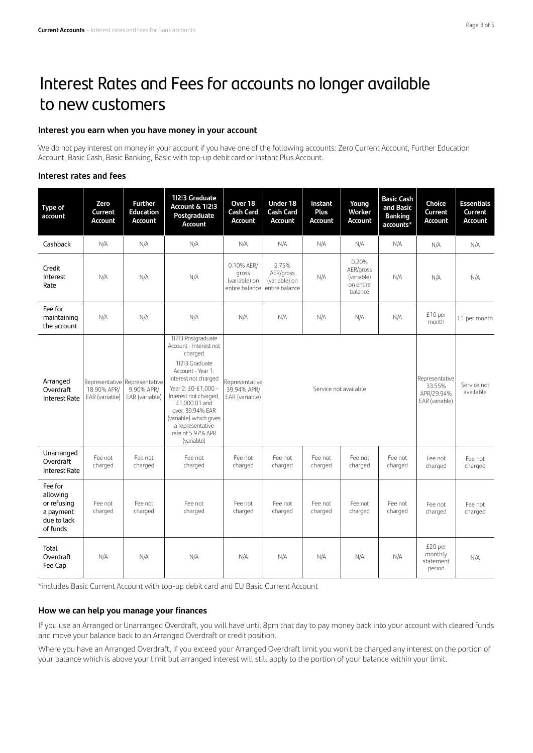# Interest Rates and Fees for accounts no longer available to new customers

### Interest you earn when you have money in your account

We do not pay interest on money in your account if you have one of the following accounts: Zero Current Account, Further Education Account, Basic Cash, Basic Banking, Basic with top-up debit card or Instant Plus Account.

### Interest rates and fees

| Type of account | Zero Current Account | Further Education Account | 1I2I3 Graduate Account & 1I2I3 Postgraduate Account | Over 18 Cash Card Account | Under 18 Cash Card Account | Instant Plus Account | Young Worker Account | Basic Cash and Basic Banking accounts* | Choice Current Account | Essentials Current Account |
|---|---|---|---|---|---|---|---|---|---|---|
| Cashback | N/A | N/A | N/A | N/A | N/A | N/A | N/A | N/A | N/A | N/A |
| Credit Interest Rate | N/A | N/A | N/A | 0.10% AER/ gross (variable) on entire balance | 2.75% AER/gross (variable) on entire balance | N/A | 0.20% AER/gross (variable) on entire balance | N/A | N/A | N/A |
| Fee for maintaining the account | N/A | N/A | N/A | N/A | N/A | N/A | N/A | N/A | £10 per month | £1 per month |
| Arranged Overdraft Interest Rate | Representative 18.90% APR/ EAR (variable) | Representative 9.90% APR/ EAR (variable) | 1I2I3 Postgraduate Account - Interest not charged<br>1I2I3 Graduate Account - Year 1: Interest not charged Year 2: £0-£1,000 - Interest not charged, £1,000.01 and over, 39.94% EAR (variable) which gives a representative rate of 5.97% APR (variable) | Representative 39.94% APR/ EAR (variable) | Service not available | | | | Representative 33.55% APR/29.94% EAR (variable) | Service not available |
| Unarranged Overdraft Interest Rate | Fee not charged | Fee not charged | Fee not charged | Fee not charged | Fee not charged | Fee not charged | Fee not charged | Fee not charged | Fee not charged | Fee not charged |
| Fee for allowing or refusing a payment due to lack of funds | Fee not charged | Fee not charged | Fee not charged | Fee not charged | Fee not charged | Fee not charged | Fee not charged | Fee not charged | Fee not charged | Fee not charged |
| Total Overdraft Fee Cap | N/A | N/A | N/A | N/A | N/A | N/A | N/A | N/A | £20 per monthly statement period | N/A |

*includes Basic Current Account with top-up debit card and EU Basic Current Account

### How we can help you manage your finances

If you use an Arranged or Unarranged Overdraft, you will have until 8pm that day to pay money back into your account with cleared funds and move your balance back to an Arranged Overdraft or credit position.

Where you have an Arranged Overdraft, if you exceed your Arranged Overdraft limit you won't be charged any interest on the portion of your balance which is above your limit but arranged interest will still apply to the portion of your balance within your limit.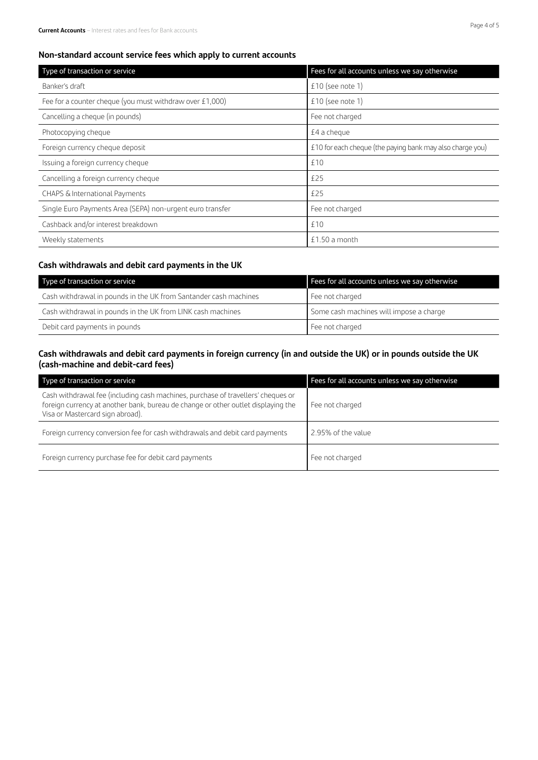## Non-standard account service fees which apply to current accounts

| Type of transaction or service | Fees for all accounts unless we say otherwise |
| --- | --- |
| Banker's draft | £10 (see note 1) |
| Fee for a counter cheque (you must withdraw over £1,000) | £10 (see note 1) |
| Cancelling a cheque (in pounds) | Fee not charged |
| Photocopying cheque | £4 a cheque |
| Foreign currency cheque deposit | £10 for each cheque (the paying bank may also charge you) |
| Issuing a foreign currency cheque | £10 |
| Cancelling a foreign currency cheque | £25 |
| CHAPS & International Payments | £25 |
| Single Euro Payments Area (SEPA) non-urgent euro transfer | Fee not charged |
| Cashback and/or interest breakdown | £10 |
| Weekly statements | £1.50 a month |

## Cash withdrawals and debit card payments in the UK

| Type of transaction or service | Fees for all accounts unless we say otherwise |
| --- | --- |
| Cash withdrawal in pounds in the UK from Santander cash machines | Fee not charged |
| Cash withdrawal in pounds in the UK from LINK cash machines | Some cash machines will impose a charge |
| Debit card payments in pounds | Fee not charged |

## Cash withdrawals and debit card payments in foreign currency (in and outside the UK) or in pounds outside the UK (cash-machine and debit-card fees)

| Type of transaction or service | Fees for all accounts unless we say otherwise |
| --- | --- |
| Cash withdrawal fee (including cash machines, purchase of travellers' cheques or foreign currency at another bank, bureau de change or other outlet displaying the Visa or Mastercard sign abroad). | Fee not charged |
| Foreign currency conversion fee for cash withdrawals and debit card payments | 2.95% of the value |
| Foreign currency purchase fee for debit card payments | Fee not charged |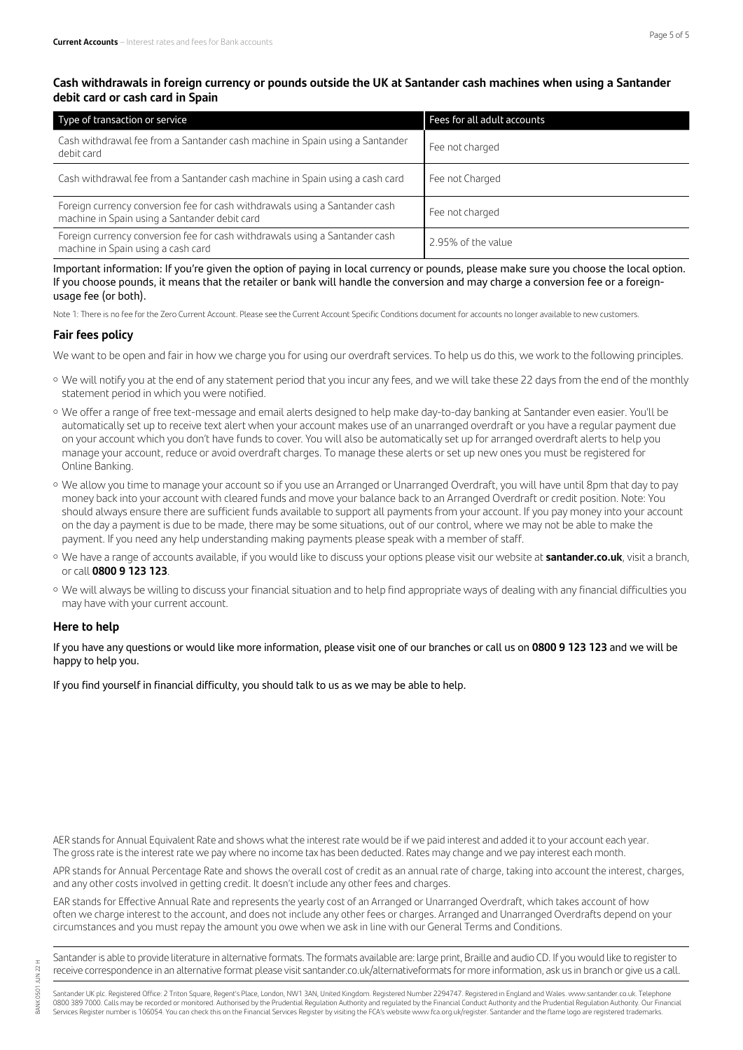### Cash withdrawals in foreign currency or pounds outside the UK at Santander cash machines when using a Santander debit card or cash card in Spain

| Type of transaction or service | Fees for all adult accounts |
|---|---|
| Cash withdrawal fee from a Santander cash machine in Spain using a Santander debit card | Fee not charged |
| Cash withdrawal fee from a Santander cash machine in Spain using a cash card | Fee not Charged |
| Foreign currency conversion fee for cash withdrawals using a Santander cash machine in Spain using a Santander debit card | Fee not charged |
| Foreign currency conversion fee for cash withdrawals using a Santander cash machine in Spain using a cash card | 2.95% of the value |

Important information: If you're given the option of paying in local currency or pounds, please make sure you choose the local option. If you choose pounds, it means that the retailer or bank will handle the conversion and may charge a conversion fee or a foreign-usage fee (or both).

Note 1: There is no fee for the Zero Current Account. Please see the Current Account Specific Conditions document for accounts no longer available to new customers.

### Fair fees policy

We want to be open and fair in how we charge you for using our overdraft services. To help us do this, we work to the following principles.

- We will notify you at the end of any statement period that you incur any fees, and we will take these 22 days from the end of the monthly statement period in which you were notified.
- We offer a range of free text-message and email alerts designed to help make day-to-day banking at Santander even easier. You'll be automatically set up to receive text alert when your account makes use of an unarranged overdraft or you have a regular payment due on your account which you don't have funds to cover. You will also be automatically set up for arranged overdraft alerts to help you manage your account, reduce or avoid overdraft charges. To manage these alerts or set up new ones you must be registered for Online Banking.
- We allow you time to manage your account so if you use an Arranged or Unarranged Overdraft, you will have until 8pm that day to pay money back into your account with cleared funds and move your balance back to an Arranged Overdraft or credit position. Note: You should always ensure there are sufficient funds available to support all payments from your account. If you pay money into your account on the day a payment is due to be made, there may be some situations, out of our control, where we may not be able to make the payment. If you need any help understanding making payments please speak with a member of staff.
- We have a range of accounts available, if you would like to discuss your options please visit our website at **santander.co.uk**, visit a branch, or call **0800 9 123 123**.
- We will always be willing to discuss your financial situation and to help find appropriate ways of dealing with any financial difficulties you may have with your current account.

### Here to help

If you have any questions or would like more information, please visit one of our branches or call us on **0800 9 123 123** and we will be happy to help you.

If you find yourself in financial difficulty, you should talk to us as we may be able to help.

AER stands for Annual Equivalent Rate and shows what the interest rate would be if we paid interest and added it to your account each year. The gross rate is the interest rate we pay where no income tax has been deducted. Rates may change and we pay interest each month.

APR stands for Annual Percentage Rate and shows the overall cost of credit as an annual rate of charge, taking into account the interest, charges, and any other costs involved in getting credit. It doesn't include any other fees and charges.

EAR stands for Effective Annual Rate and represents the yearly cost of an Arranged or Unarranged Overdraft, which takes account of how often we charge interest to the account, and does not include any other fees or charges. Arranged and Unarranged Overdrafts depend on your circumstances and you must repay the amount you owe when we ask in line with our General Terms and Conditions.

Santander is able to provide literature in alternative formats. The formats available are: large print, Braille and audio CD. If you would like to register to receive correspondence in an alternative format please visit santander.co.uk/alternativeformats for more information, ask us in branch or give us a call.

Santander UK plc. Registered Office: 2 Triton Square, Regent's Place, London, NW1 3AN, United Kingdom. Registered Number 2294747. Registered in England and Wales. www.santander.co.uk. Telephone 0800 389 7000. Calls may be recorded or monitored. Authorised by the Prudential Regulation Authority and regulated by the Financial Conduct Authority and the Prudential Regulation Authority. Our Financial Services Register number is 106054. You can check this on the Financial Services Register by visiting the FCA's website www.fca.org.uk/register. Santander and the flame logo are registered trademarks.

BANK0501 JUN 22 H